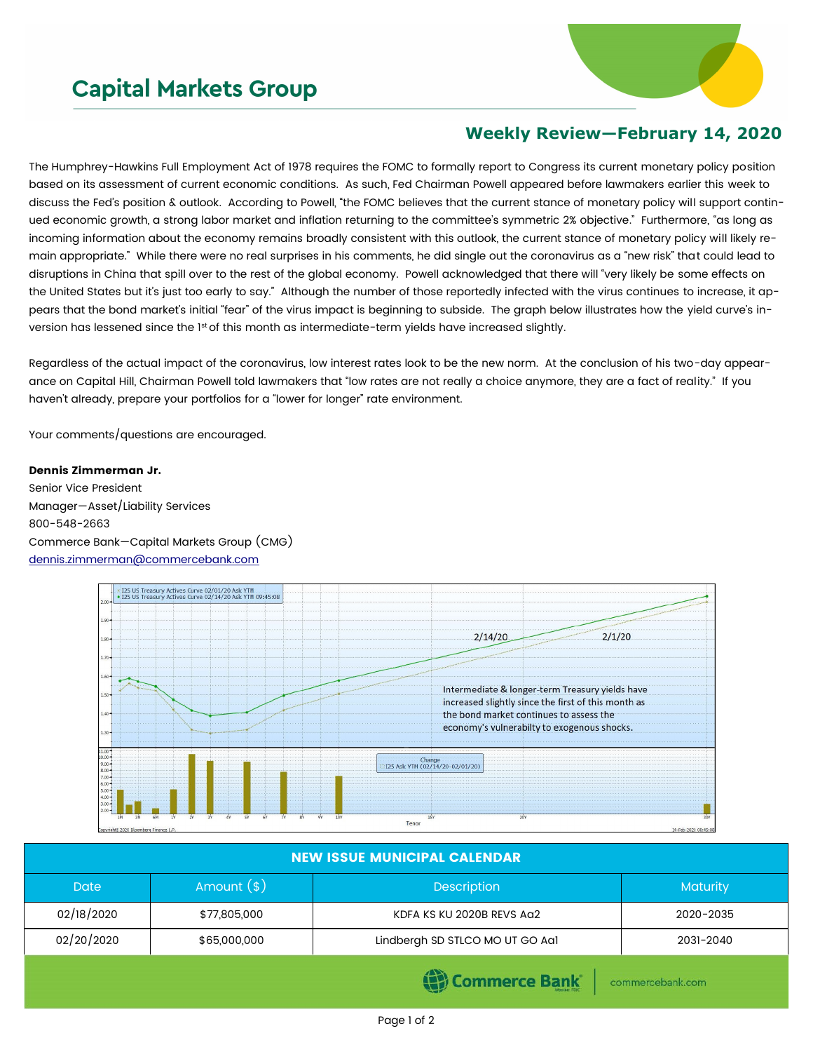# Capital Markets Group

## Weekly Review—February 14, 2020

The Humphrey-Hawkins Full Employment Act of 1978 requires the FOMC to formally report to Congress its current monetary policy position based on its assessment of current economic conditions. As such, Fed Chairman Powell appeared before lawmakers earlier this week to discuss the Fed's position & outlook. According to Powell, "the FOMC believes that the current stance of monetary policy will support continued economic growth, a strong labor market and inflation returning to the committee's symmetric 2% objective." Furthermore, "as long as incoming information about the economy remains broadly consistent with this outlook, the current stance of monetary policy will likely remain appropriate." While there were no real surprises in his comments, he did single out the coronavirus as a "new risk" that could lead to disruptions in China that spill over to the rest of the global economy. Powell acknowledged that there will "very likely be some effects on the United States but it's just too early to say." Although the number of those reportedly infected with the virus continues to increase, it appears that the bond market's initial "fear" of the virus impact is beginning to subside. The graph below illustrates how the yield curve's inversion has lessened since the 1st of this month as intermediate-term yields have increased slightly.

Regardless of the actual impact of the coronavirus, low interest rates look to be the new norm. At the conclusion of his two-day appearance on Capital Hill, Chairman Powell told lawmakers that "low rates are not really a choice anymore, they are a fact of reality." If you haven't already, prepare your portfolios for a "lower for longer" rate environment.

Your comments/questions are encouraged.

**Dennis Zimmerman Jr.**
Senior Vice President
Manager—Asset/Liability Services
800-548-2663
Commerce Bank—Capital Markets Group (CMG)
dennis.zimmerman@commercebank.com

I25 US Treasury Actives Curve 02/01/20 Ask YTM
I25 US Treasury Actives Curve 02/14/20 Ask YTM 09:45:08

2/14/20 2/1/20

Intermediate & longer-term Treasury yields have increased slightly since the first of this month as the bond market continues to assess the economy's vulnerabilty to exogenous shocks.

Change
I25 Ask YTM (02/14/20-02/01/20)

Tenor

Copyright© 2020 Bloomberg Finance L.P.

| NEW ISSUE MUNICIPAL CALENDAR | | | |
|---|---|---|---|
| Date | Amount ($) | Description | Maturity |
| 02/18/2020 | $77,805,000 | KDFA KS KU 2020B REVS Aa2 | 2020-2035 |
| 02/20/2020 | $65,000,000 | Lindbergh SD STLCO MO UT GO Aa1 | 2031-2040 |

Commerce Bank | commercebank.com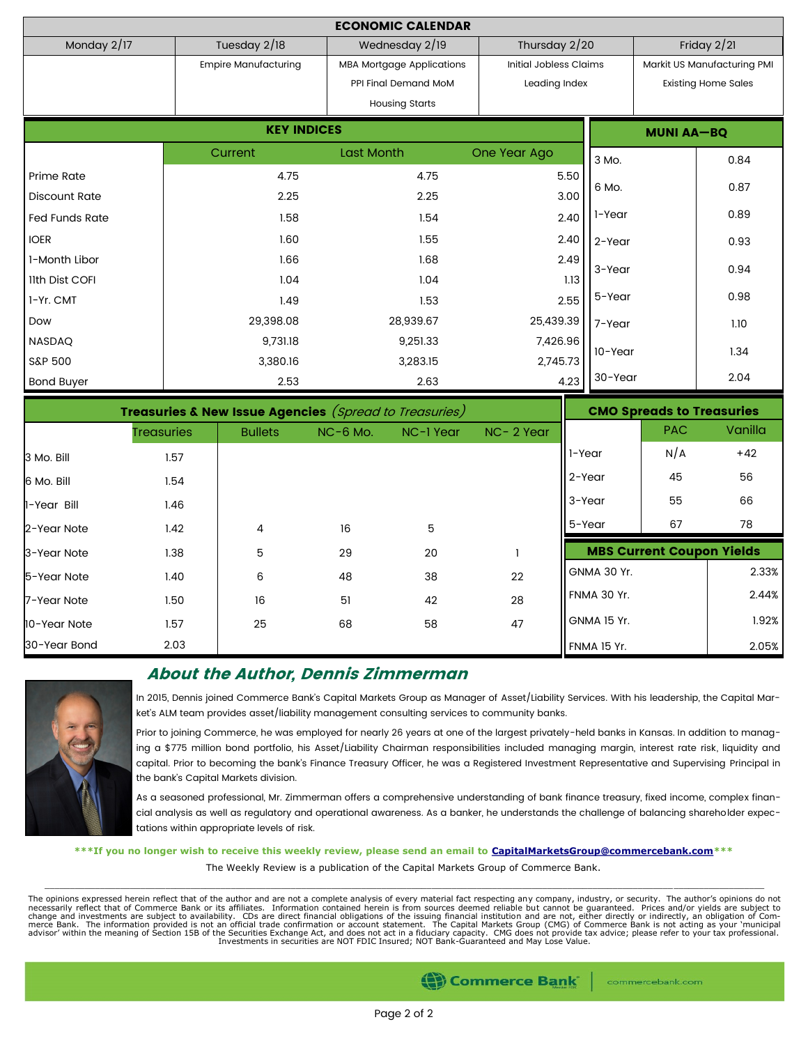## ECONOMIC CALENDAR

| Monday 2/17 | Tuesday 2/18 | Wednesday 2/19 | Thursday 2/20 | Friday 2/21 |
|---|---|---|---|---|
| | Empire Manufacturing | MBA Mortgage Applications | Initial Jobless Claims | Markit US Manufacturing PMI |
| | | PPI Final Demand MoM | Leading Index | Existing Home Sales |
| | | Housing Starts | | |

## KEY INDICES

| | Current | Last Month | One Year Ago |
|---|---|---|---|
| Prime Rate | 4.75 | 4.75 | 5.50 |
| Discount Rate | 2.25 | 2.25 | 3.00 |
| Fed Funds Rate | 1.58 | 1.54 | 2.40 |
| IOER | 1.60 | 1.55 | 2.40 |
| 1-Month Libor | 1.66 | 1.68 | 2.49 |
| 11th Dist COFI | 1.04 | 1.04 | 1.13 |
| 1-Yr. CMT | 1.49 | 1.53 | 2.55 |
| Dow | 29,398.08 | 28,939.67 | 25,439.39 |
| NASDAQ | 9,731.18 | 9,251.33 | 7,426.96 |
| S&P 500 | 3,380.16 | 3,283.15 | 2,745.73 |
| Bond Buyer | 2.53 | 2.63 | 4.23 |

## MUNI AA—BQ

| | |
|---|---|
| 3 Mo. | 0.84 |
| 6 Mo. | 0.87 |
| 1-Year | 0.89 |
| 2-Year | 0.93 |
| 3-Year | 0.94 |
| 5-Year | 0.98 |
| 7-Year | 1.10 |
| 10-Year | 1.34 |
| 30-Year | 2.04 |

## Treasuries & New Issue Agencies *(Spread to Treasuries)*

| | Treasuries | Bullets | NC-6 Mo. | NC-1 Year | NC- 2 Year |
|---|---|---|---|---|---|
| 3 Mo. Bill | 1.57 | | | | |
| 6 Mo. Bill | 1.54 | | | | |
| 1-Year Bill | 1.46 | | | | |
| 2-Year Note | 1.42 | 4 | 16 | 5 | |
| 3-Year Note | 1.38 | 5 | 29 | 20 | 1 |
| 5-Year Note | 1.40 | 6 | 48 | 38 | 22 |
| 7-Year Note | 1.50 | 16 | 51 | 42 | 28 |
| 10-Year Note | 1.57 | 25 | 68 | 58 | 47 |
| 30-Year Bond | 2.03 | | | | |

## CMO Spreads to Treasuries

| | PAC | Vanilla |
|---|---|---|
| 1-Year | N/A | +42 |
| 2-Year | 45 | 56 |
| 3-Year | 55 | 66 |
| 5-Year | 67 | 78 |

## MBS Current Coupon Yields

| | |
|---|---|
| GNMA 30 Yr. | 2.33% |
| FNMA 30 Yr. | 2.44% |
| GNMA 15 Yr. | 1.92% |
| FNMA 15 Yr. | 2.05% |

## *About the Author, Dennis Zimmerman*

In 2015, Dennis joined Commerce Bank's Capital Markets Group as Manager of Asset/Liability Services. With his leadership, the Capital Market's ALM team provides asset/liability management consulting services to community banks.

Prior to joining Commerce, he was employed for nearly 26 years at one of the largest privately-held banks in Kansas. In addition to managing a $775 million bond portfolio, his Asset/Liability Chairman responsibilities included managing margin, interest rate risk, liquidity and capital. Prior to becoming the bank's Finance Treasury Officer, he was a Registered Investment Representative and Supervising Principal in the bank's Capital Markets division.

As a seasoned professional, Mr. Zimmerman offers a comprehensive understanding of bank finance treasury, fixed income, complex financial analysis as well as regulatory and operational awareness. As a banker, he understands the challenge of balancing shareholder expectations within appropriate levels of risk.

**\*\*\*If you no longer wish to receive this weekly review, please send an email to CapitalMarketsGroup@commercebank.com\*\*\***

The Weekly Review is a publication of the Capital Markets Group of Commerce Bank.

The opinions expressed herein reflect that of the author and are not a complete analysis of every material fact respecting any company, industry, or security. The author's opinions do not necessarily reflect that of Commerce Bank or its affiliates. Information contained herein is from sources deemed reliable but cannot be guaranteed. Prices and/or yields are subject to change and investments are subject to availability. CDs are direct financial obligations of the issuing financial institution and are not, either directly or indirectly, an obligation of Commerce Bank. The information provided is not an official trade confirmation or account statement. The Capital Markets Group (CMG) of Commerce Bank is not acting as your 'municipal advisor' within the meaning of Section 15B of the Securities Exchange Act, and does not act in a fiduciary capacity. CMG does not provide tax advice; please refer to your tax professional. Investments in securities are NOT FDIC Insured; NOT Bank-Guaranteed and May Lose Value.

Commerce Bank | commercebank.com